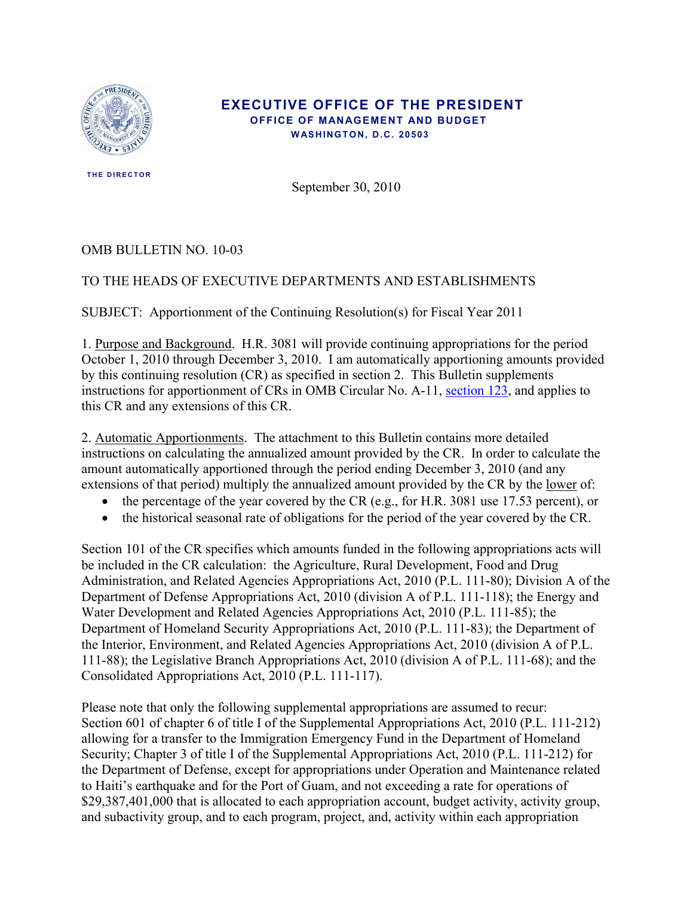**EXECUTIVE OFFICE OF THE PRESIDENT**
**OFFICE OF MANAGEMENT AND BUDGET**
**WASHINGTON, D.C. 20503**

THE DIRECTOR

September 30, 2010

OMB BULLETIN NO. 10-03

TO THE HEADS OF EXECUTIVE DEPARTMENTS AND ESTABLISHMENTS

SUBJECT: Apportionment of the Continuing Resolution(s) for Fiscal Year 2011

1. Purpose and Background. H.R. 3081 will provide continuing appropriations for the period October 1, 2010 through December 3, 2010. I am automatically apportioning amounts provided by this continuing resolution (CR) as specified in section 2. This Bulletin supplements instructions for apportionment of CRs in OMB Circular No. A-11, section 123, and applies to this CR and any extensions of this CR.

2. Automatic Apportionments. The attachment to this Bulletin contains more detailed instructions on calculating the annualized amount provided by the CR. In order to calculate the amount automatically apportioned through the period ending December 3, 2010 (and any extensions of that period) multiply the annualized amount provided by the CR by the lower of:

- the percentage of the year covered by the CR (e.g., for H.R. 3081 use 17.53 percent), or
- the historical seasonal rate of obligations for the period of the year covered by the CR.

Section 101 of the CR specifies which amounts funded in the following appropriations acts will be included in the CR calculation: the Agriculture, Rural Development, Food and Drug Administration, and Related Agencies Appropriations Act, 2010 (P.L. 111-80); Division A of the Department of Defense Appropriations Act, 2010 (division A of P.L. 111-118); the Energy and Water Development and Related Agencies Appropriations Act, 2010 (P.L. 111-85); the Department of Homeland Security Appropriations Act, 2010 (P.L. 111-83); the Department of the Interior, Environment, and Related Agencies Appropriations Act, 2010 (division A of P.L. 111-88); the Legislative Branch Appropriations Act, 2010 (division A of P.L. 111-68); and the Consolidated Appropriations Act, 2010 (P.L. 111-117).

Please note that only the following supplemental appropriations are assumed to recur: Section 601 of chapter 6 of title I of the Supplemental Appropriations Act, 2010 (P.L. 111-212) allowing for a transfer to the Immigration Emergency Fund in the Department of Homeland Security; Chapter 3 of title I of the Supplemental Appropriations Act, 2010 (P.L. 111-212) for the Department of Defense, except for appropriations under Operation and Maintenance related to Haiti's earthquake and for the Port of Guam, and not exceeding a rate for operations of $29,387,401,000 that is allocated to each appropriation account, budget activity, activity group, and subactivity group, and to each program, project, and, activity within each appropriation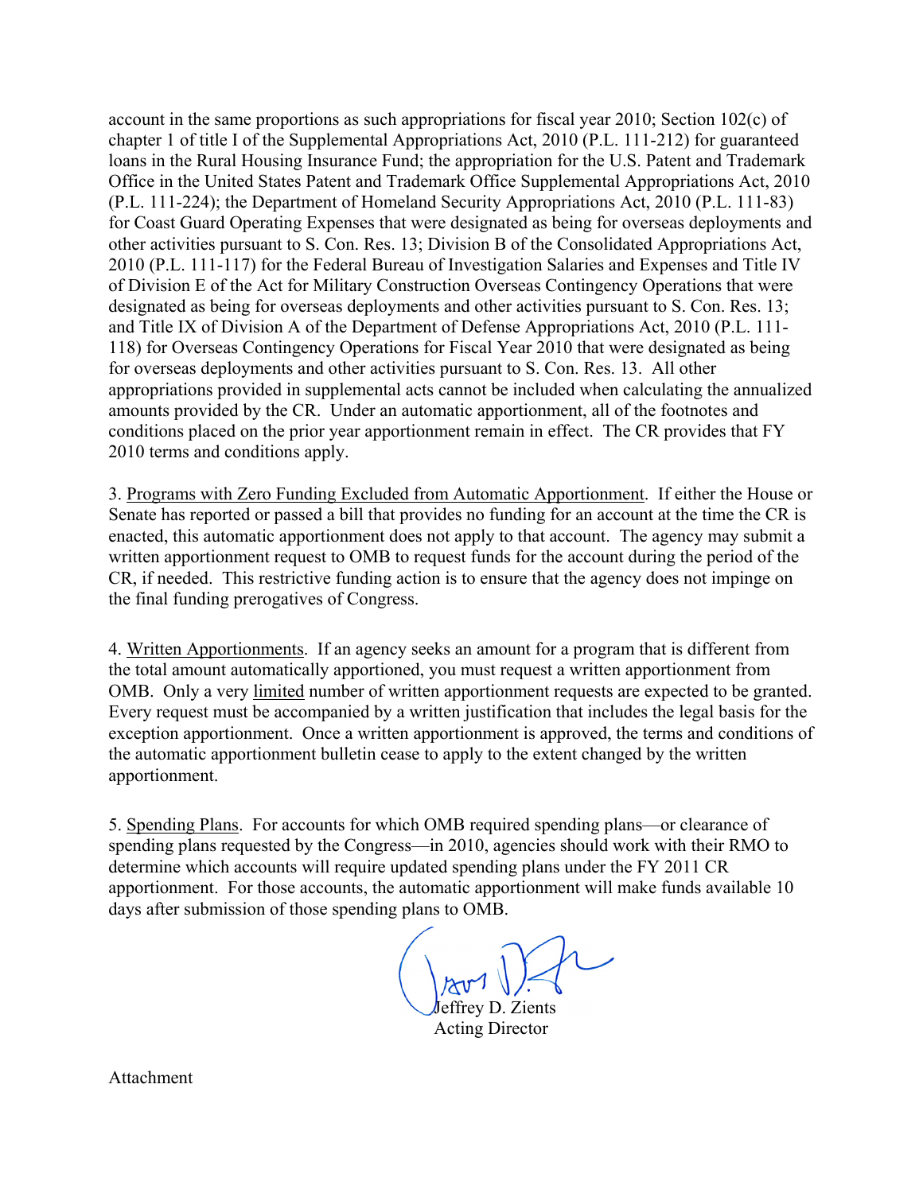account in the same proportions as such appropriations for fiscal year 2010; Section 102(c) of chapter 1 of title I of the Supplemental Appropriations Act, 2010 (P.L. 111-212) for guaranteed loans in the Rural Housing Insurance Fund; the appropriation for the U.S. Patent and Trademark Office in the United States Patent and Trademark Office Supplemental Appropriations Act, 2010 (P.L. 111-224); the Department of Homeland Security Appropriations Act, 2010 (P.L. 111-83) for Coast Guard Operating Expenses that were designated as being for overseas deployments and other activities pursuant to S. Con. Res. 13; Division B of the Consolidated Appropriations Act, 2010 (P.L. 111-117) for the Federal Bureau of Investigation Salaries and Expenses and Title IV of Division E of the Act for Military Construction Overseas Contingency Operations that were designated as being for overseas deployments and other activities pursuant to S. Con. Res. 13; and Title IX of Division A of the Department of Defense Appropriations Act, 2010 (P.L. 111-118) for Overseas Contingency Operations for Fiscal Year 2010 that were designated as being for overseas deployments and other activities pursuant to S. Con. Res. 13. All other appropriations provided in supplemental acts cannot be included when calculating the annualized amounts provided by the CR. Under an automatic apportionment, all of the footnotes and conditions placed on the prior year apportionment remain in effect. The CR provides that FY 2010 terms and conditions apply.

3. <u>Programs with Zero Funding Excluded from Automatic Apportionment</u>. If either the House or Senate has reported or passed a bill that provides no funding for an account at the time the CR is enacted, this automatic apportionment does not apply to that account. The agency may submit a written apportionment request to OMB to request funds for the account during the period of the CR, if needed. This restrictive funding action is to ensure that the agency does not impinge on the final funding prerogatives of Congress.

4. <u>Written Apportionments</u>. If an agency seeks an amount for a program that is different from the total amount automatically apportioned, you must request a written apportionment from OMB. Only a very <u>limited</u> number of written apportionment requests are expected to be granted. Every request must be accompanied by a written justification that includes the legal basis for the exception apportionment. Once a written apportionment is approved, the terms and conditions of the automatic apportionment bulletin cease to apply to the extent changed by the written apportionment.

5. <u>Spending Plans</u>. For accounts for which OMB required spending plans—or clearance of spending plans requested by the Congress—in 2010, agencies should work with their RMO to determine which accounts will require updated spending plans under the FY 2011 CR apportionment. For those accounts, the automatic apportionment will make funds available 10 days after submission of those spending plans to OMB.

Jeffrey D. Zients
Acting Director

Attachment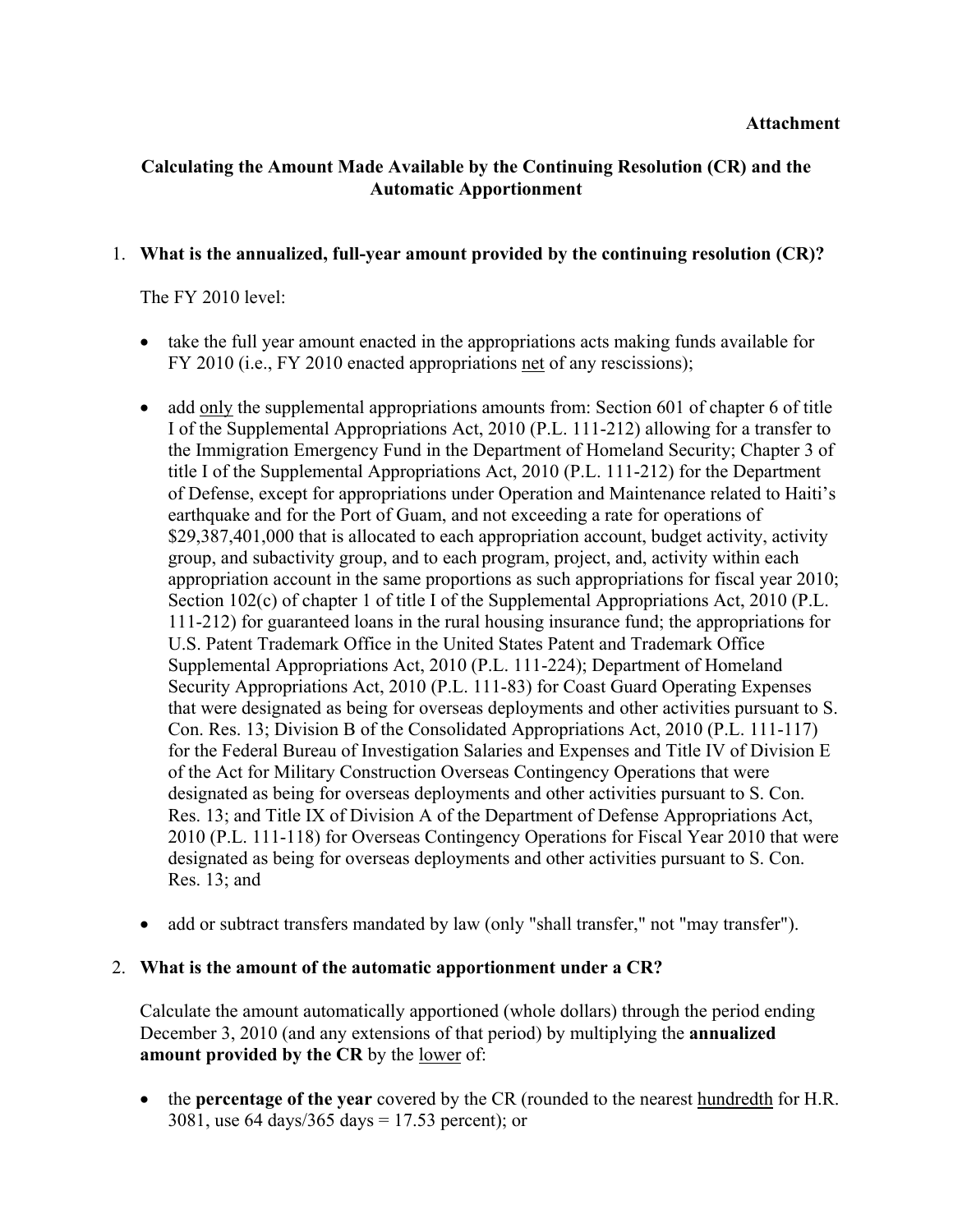**Attachment**

## Calculating the Amount Made Available by the Continuing Resolution (CR) and the Automatic Apportionment

1. **What is the annualized, full-year amount provided by the continuing resolution (CR)?**

   The FY 2010 level:

   - take the full year amount enacted in the appropriations acts making funds available for FY 2010 (i.e., FY 2010 enacted appropriations <u>net</u> of any rescissions);

   - add <u>only</u> the supplemental appropriations amounts from: Section 601 of chapter 6 of title I of the Supplemental Appropriations Act, 2010 (P.L. 111-212) allowing for a transfer to the Immigration Emergency Fund in the Department of Homeland Security; Chapter 3 of title I of the Supplemental Appropriations Act, 2010 (P.L. 111-212) for the Department of Defense, except for appropriations under Operation and Maintenance related to Haiti's earthquake and for the Port of Guam, and not exceeding a rate for operations of $29,387,401,000 that is allocated to each appropriation account, budget activity, activity group, and subactivity group, and to each program, project, and, activity within each appropriation account in the same proportions as such appropriations for fiscal year 2010; Section 102(c) of chapter 1 of title I of the Supplemental Appropriations Act, 2010 (P.L. 111-212) for guaranteed loans in the rural housing insurance fund; the appropriations for U.S. Patent Trademark Office in the United States Patent and Trademark Office Supplemental Appropriations Act, 2010 (P.L. 111-224); Department of Homeland Security Appropriations Act, 2010 (P.L. 111-83) for Coast Guard Operating Expenses that were designated as being for overseas deployments and other activities pursuant to S. Con. Res. 13; Division B of the Consolidated Appropriations Act, 2010 (P.L. 111-117) for the Federal Bureau of Investigation Salaries and Expenses and Title IV of Division E of the Act for Military Construction Overseas Contingency Operations that were designated as being for overseas deployments and other activities pursuant to S. Con. Res. 13; and Title IX of Division A of the Department of Defense Appropriations Act, 2010 (P.L. 111-118) for Overseas Contingency Operations for Fiscal Year 2010 that were designated as being for overseas deployments and other activities pursuant to S. Con. Res. 13; and

   - add or subtract transfers mandated by law (only "shall transfer," not "may transfer").

2. **What is the amount of the automatic apportionment under a CR?**

   Calculate the amount automatically apportioned (whole dollars) through the period ending December 3, 2010 (and any extensions of that period) by multiplying the **annualized amount provided by the CR** by the <u>lower</u> of:

   - the **percentage of the year** covered by the CR (rounded to the nearest <u>hundredth</u> for H.R. 3081, use 64 days/365 days = 17.53 percent); or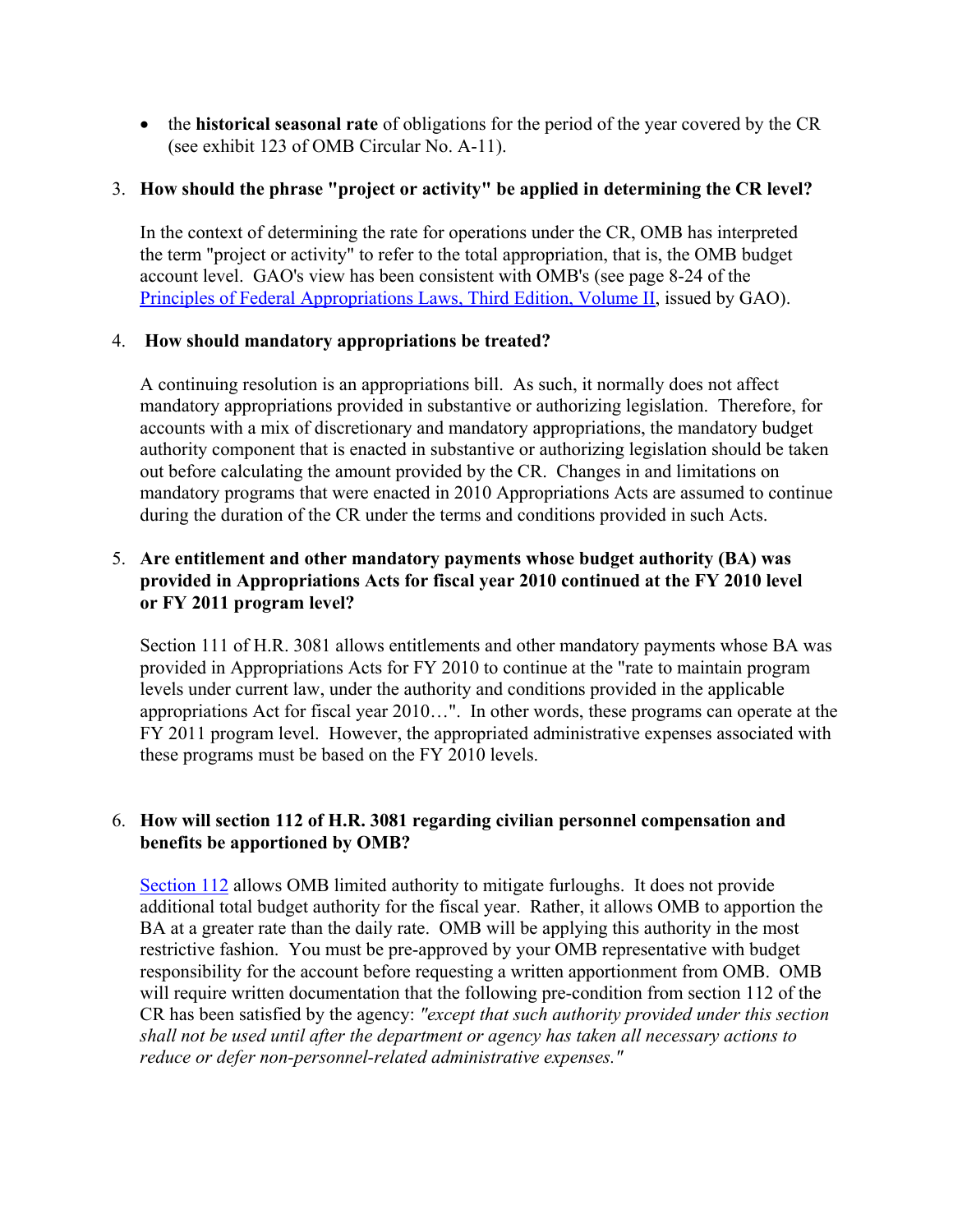- the **historical seasonal rate** of obligations for the period of the year covered by the CR (see exhibit 123 of OMB Circular No. A-11).

3. **How should the phrase "project or activity" be applied in determining the CR level?**

   In the context of determining the rate for operations under the CR, OMB has interpreted the term "project or activity" to refer to the total appropriation, that is, the OMB budget account level. GAO's view has been consistent with OMB's (see page 8-24 of the [Principles of Federal Appropriations Laws, Third Edition, Volume II](), issued by GAO).

4. **How should mandatory appropriations be treated?**

   A continuing resolution is an appropriations bill. As such, it normally does not affect mandatory appropriations provided in substantive or authorizing legislation. Therefore, for accounts with a mix of discretionary and mandatory appropriations, the mandatory budget authority component that is enacted in substantive or authorizing legislation should be taken out before calculating the amount provided by the CR. Changes in and limitations on mandatory programs that were enacted in 2010 Appropriations Acts are assumed to continue during the duration of the CR under the terms and conditions provided in such Acts.

5. **Are entitlement and other mandatory payments whose budget authority (BA) was provided in Appropriations Acts for fiscal year 2010 continued at the FY 2010 level or FY 2011 program level?**

   Section 111 of H.R. 3081 allows entitlements and other mandatory payments whose BA was provided in Appropriations Acts for FY 2010 to continue at the "rate to maintain program levels under current law, under the authority and conditions provided in the applicable appropriations Act for fiscal year 2010…". In other words, these programs can operate at the FY 2011 program level. However, the appropriated administrative expenses associated with these programs must be based on the FY 2010 levels.

6. **How will section 112 of H.R. 3081 regarding civilian personnel compensation and benefits be apportioned by OMB?**

   [Section 112]() allows OMB limited authority to mitigate furloughs. It does not provide additional total budget authority for the fiscal year. Rather, it allows OMB to apportion the BA at a greater rate than the daily rate. OMB will be applying this authority in the most restrictive fashion. You must be pre-approved by your OMB representative with budget responsibility for the account before requesting a written apportionment from OMB. OMB will require written documentation that the following pre-condition from section 112 of the CR has been satisfied by the agency: *"except that such authority provided under this section shall not be used until after the department or agency has taken all necessary actions to reduce or defer non-personnel-related administrative expenses."*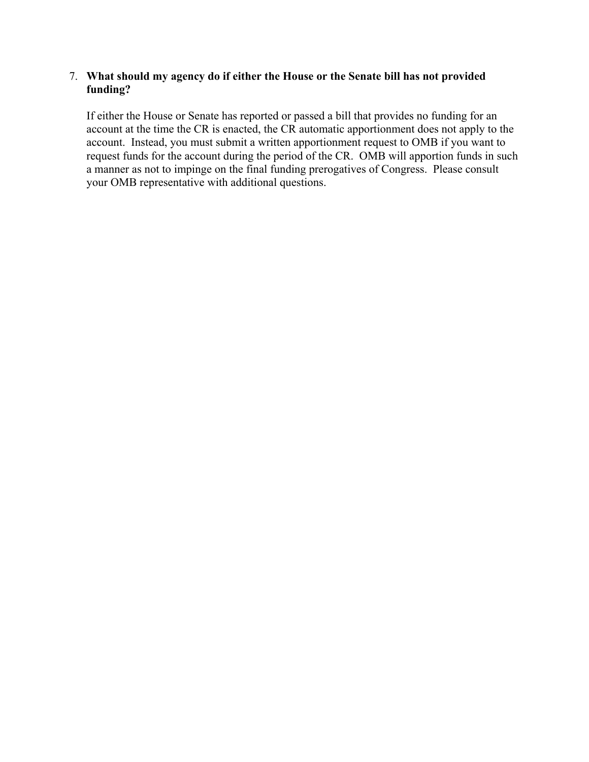7. **What should my agency do if either the House or the Senate bill has not provided funding?**

   If either the House or Senate has reported or passed a bill that provides no funding for an account at the time the CR is enacted, the CR automatic apportionment does not apply to the account. Instead, you must submit a written apportionment request to OMB if you want to request funds for the account during the period of the CR. OMB will apportion funds in such a manner as not to impinge on the final funding prerogatives of Congress. Please consult your OMB representative with additional questions.